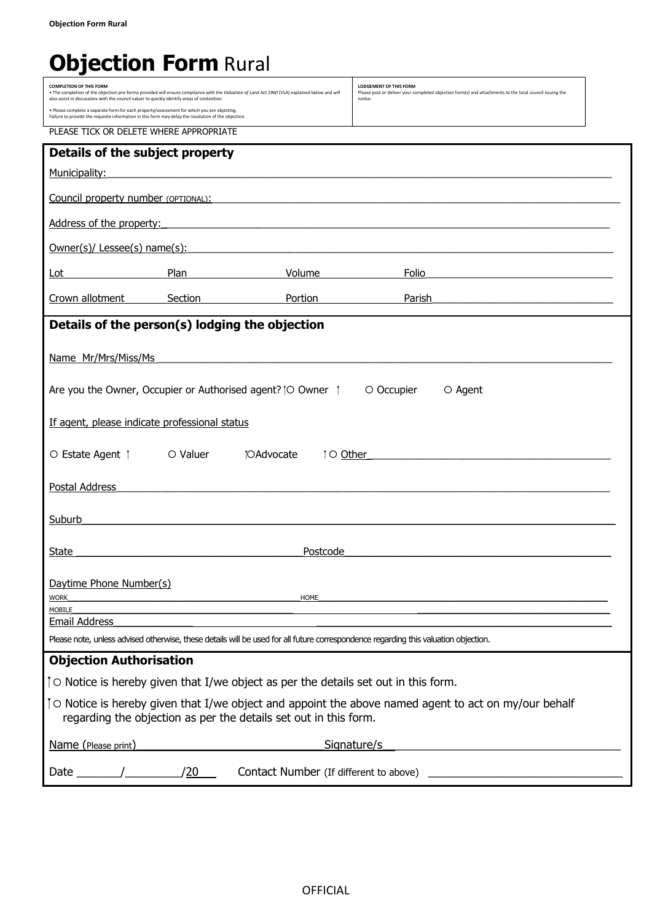# **Objection Form** Rural

| | |
|---|---|
| **COMPLETION OF THIS FORM**<br>• The completion of the objection pro-forma provided will ensure compliance with the *Valuation of Land Act 1960* (VLA) explained below and will also assist in discussions with the council valuer to quickly identify areas of contention.<br>• Please complete a separate form for each property/assessment for which you are objecting.<br>Failure to provide the requisite information in this form may delay the resolution of the objection. | **LODGEMENT OF THIS FORM**<br>Please post or deliver your completed objection form(s) and attachments to the local council issuing the notice. |

PLEASE TICK OR DELETE WHERE APPROPRIATE

## Details of the subject property

Municipality: ____________________

Council property number (OPTIONAL): ____________________

Address of the property: ____________________

Owner(s)/ Lessee(s) name(s): ____________________

Lot ________ Plan ________ Volume ________ Folio ________

Crown allotment ________ Section ________ Portion ________ Parish ________

## Details of the person(s) lodging the objection

Name Mr/Mrs/Miss/Ms ____________________

Are you the Owner, Occupier or Authorised agent? ○ Owner ○ Occupier ○ Agent

If agent, please indicate professional status

○ Estate Agent ○ Valuer ○ Advocate ○ Other ____________________

Postal Address ____________________

Suburb ____________________

State ____________________ Postcode ____________________

Daytime Phone Number(s)

WORK ____________________ HOME ____________________

MOBILE ____________________

Email Address ____________________

Please note, unless advised otherwise, these details will be used for all future correspondence regarding this valuation objection.

## Objection Authorisation

○ Notice is hereby given that I/we object as per the details set out in this form.

○ Notice is hereby given that I/we object and appoint the above named agent to act on my/our behalf regarding the objection as per the details set out in this form.

Name (Please print) ____________________ Signature/s ____________________

Date _______/_________/20___ Contact Number (If different to above) ____________________

OFFICIAL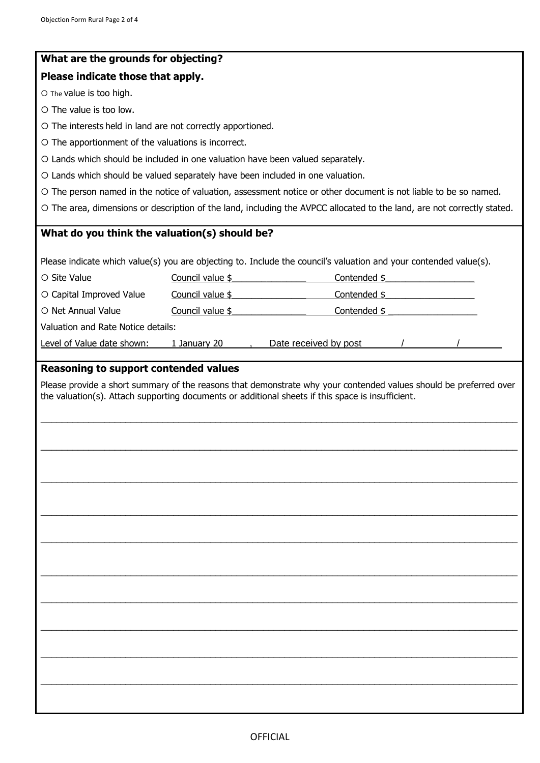## What are the grounds for objecting?

### Please indicate those that apply.

○ The value is too high.

○ The value is too low.

○ The interests held in land are not correctly apportioned.

○ The apportionment of the valuations is incorrect.

○ Lands which should be included in one valuation have been valued separately.

○ Lands which should be valued separately have been included in one valuation.

○ The person named in the notice of valuation, assessment notice or other document is not liable to be so named.

○ The area, dimensions or description of the land, including the AVPCC allocated to the land, are not correctly stated.

## What do you think the valuation(s) should be?

Please indicate which value(s) you are objecting to. Include the council's valuation and your contended value(s).

| | | |
|---|---|---|
| ○ Site Value | Council value $______________ | Contended $________________ |
| ○ Capital Improved Value | Council value $______________ | Contended $________________ |
| ○ Net Annual Value | Council value $______________ | Contended $ ________________ |

Valuation and Rate Notice details:

Level of Value date shown: 1 January 20____ , Date received by post ______/______/______

## Reasoning to support contended values

Please provide a short summary of the reasons that demonstrate why your contended values should be preferred over the valuation(s). Attach supporting documents or additional sheets if this space is insufficient.

______________________________________________________________________________

______________________________________________________________________________

______________________________________________________________________________

______________________________________________________________________________

______________________________________________________________________________

______________________________________________________________________________

______________________________________________________________________________

______________________________________________________________________________

______________________________________________________________________________

______________________________________________________________________________

OFFICIAL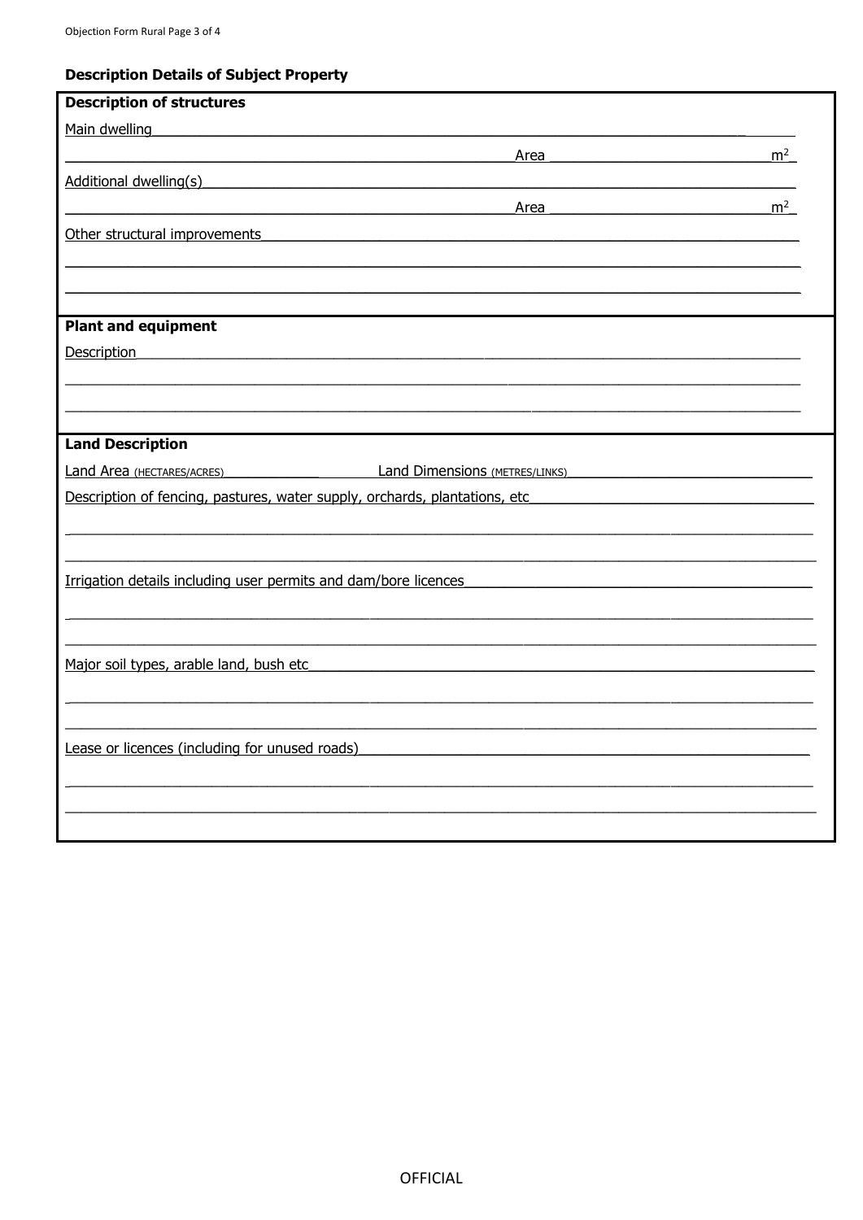### Description Details of Subject Property

**Description of structures**

Main dwelling \_\_\_\_\_\_\_\_\_\_\_\_\_\_\_\_\_\_\_\_\_\_\_\_\_\_\_\_\_\_\_\_\_\_\_\_\_\_\_\_

\_\_\_\_\_\_\_\_\_\_\_\_\_\_\_\_\_\_\_\_\_\_\_\_\_\_\_\_ Area \_\_\_\_\_\_\_\_\_\_\_\_\_\_\_\_ $m^2$

Additional dwelling(s) \_\_\_\_\_\_\_\_\_\_\_\_\_\_\_\_\_\_\_\_\_\_\_\_\_\_\_\_\_\_\_\_\_\_\_\_\_\_\_\_

\_\_\_\_\_\_\_\_\_\_\_\_\_\_\_\_\_\_\_\_\_\_\_\_\_\_\_\_ Area \_\_\_\_\_\_\_\_\_\_\_\_\_\_\_\_ $m^2$

Other structural improvements \_\_\_\_\_\_\_\_\_\_\_\_\_\_\_\_\_\_\_\_\_\_\_\_\_\_\_\_\_\_\_\_\_\_\_\_\_\_\_\_

\_\_\_\_\_\_\_\_\_\_\_\_\_\_\_\_\_\_\_\_\_\_\_\_\_\_\_\_\_\_\_\_\_\_\_\_\_\_\_\_\_\_\_\_\_\_\_\_\_\_\_\_\_\_\_\_

\_\_\_\_\_\_\_\_\_\_\_\_\_\_\_\_\_\_\_\_\_\_\_\_\_\_\_\_\_\_\_\_\_\_\_\_\_\_\_\_\_\_\_\_\_\_\_\_\_\_\_\_\_\_\_\_

**Plant and equipment**

Description \_\_\_\_\_\_\_\_\_\_\_\_\_\_\_\_\_\_\_\_\_\_\_\_\_\_\_\_\_\_\_\_\_\_\_\_\_\_\_\_\_\_\_\_\_\_\_\_\_\_\_\_

\_\_\_\_\_\_\_\_\_\_\_\_\_\_\_\_\_\_\_\_\_\_\_\_\_\_\_\_\_\_\_\_\_\_\_\_\_\_\_\_\_\_\_\_\_\_\_\_\_\_\_\_\_\_\_\_

\_\_\_\_\_\_\_\_\_\_\_\_\_\_\_\_\_\_\_\_\_\_\_\_\_\_\_\_\_\_\_\_\_\_\_\_\_\_\_\_\_\_\_\_\_\_\_\_\_\_\_\_\_\_\_\_

**Land Description**

Land Area (HECTARES/ACRES) \_\_\_\_\_\_\_\_\_\_ Land Dimensions (METRES/LINKS) \_\_\_\_\_\_\_\_\_\_\_\_\_\_\_\_\_\_\_\_

Description of fencing, pastures, water supply, orchards, plantations, etc \_\_\_\_\_\_\_\_\_\_\_\_\_\_\_\_\_\_\_\_

\_\_\_\_\_\_\_\_\_\_\_\_\_\_\_\_\_\_\_\_\_\_\_\_\_\_\_\_\_\_\_\_\_\_\_\_\_\_\_\_\_\_\_\_\_\_\_\_\_\_\_\_\_\_\_\_

\_\_\_\_\_\_\_\_\_\_\_\_\_\_\_\_\_\_\_\_\_\_\_\_\_\_\_\_\_\_\_\_\_\_\_\_\_\_\_\_\_\_\_\_\_\_\_\_\_\_\_\_\_\_\_\_

Irrigation details including user permits and dam/bore licences \_\_\_\_\_\_\_\_\_\_\_\_\_\_\_\_\_\_\_\_\_\_\_\_

\_\_\_\_\_\_\_\_\_\_\_\_\_\_\_\_\_\_\_\_\_\_\_\_\_\_\_\_\_\_\_\_\_\_\_\_\_\_\_\_\_\_\_\_\_\_\_\_\_\_\_\_\_\_\_\_

\_\_\_\_\_\_\_\_\_\_\_\_\_\_\_\_\_\_\_\_\_\_\_\_\_\_\_\_\_\_\_\_\_\_\_\_\_\_\_\_\_\_\_\_\_\_\_\_\_\_\_\_\_\_\_\_

Major soil types, arable land, bush etc \_\_\_\_\_\_\_\_\_\_\_\_\_\_\_\_\_\_\_\_\_\_\_\_\_\_\_\_\_\_\_\_\_\_\_\_\_\_\_\_

\_\_\_\_\_\_\_\_\_\_\_\_\_\_\_\_\_\_\_\_\_\_\_\_\_\_\_\_\_\_\_\_\_\_\_\_\_\_\_\_\_\_\_\_\_\_\_\_\_\_\_\_\_\_\_\_

\_\_\_\_\_\_\_\_\_\_\_\_\_\_\_\_\_\_\_\_\_\_\_\_\_\_\_\_\_\_\_\_\_\_\_\_\_\_\_\_\_\_\_\_\_\_\_\_\_\_\_\_\_\_\_\_

Lease or licences (including for unused roads) \_\_\_\_\_\_\_\_\_\_\_\_\_\_\_\_\_\_\_\_\_\_\_\_\_\_\_\_\_\_\_\_\_\_\_\_

\_\_\_\_\_\_\_\_\_\_\_\_\_\_\_\_\_\_\_\_\_\_\_\_\_\_\_\_\_\_\_\_\_\_\_\_\_\_\_\_\_\_\_\_\_\_\_\_\_\_\_\_\_\_\_\_

\_\_\_\_\_\_\_\_\_\_\_\_\_\_\_\_\_\_\_\_\_\_\_\_\_\_\_\_\_\_\_\_\_\_\_\_\_\_\_\_\_\_\_\_\_\_\_\_\_\_\_\_\_\_\_\_

OFFICIAL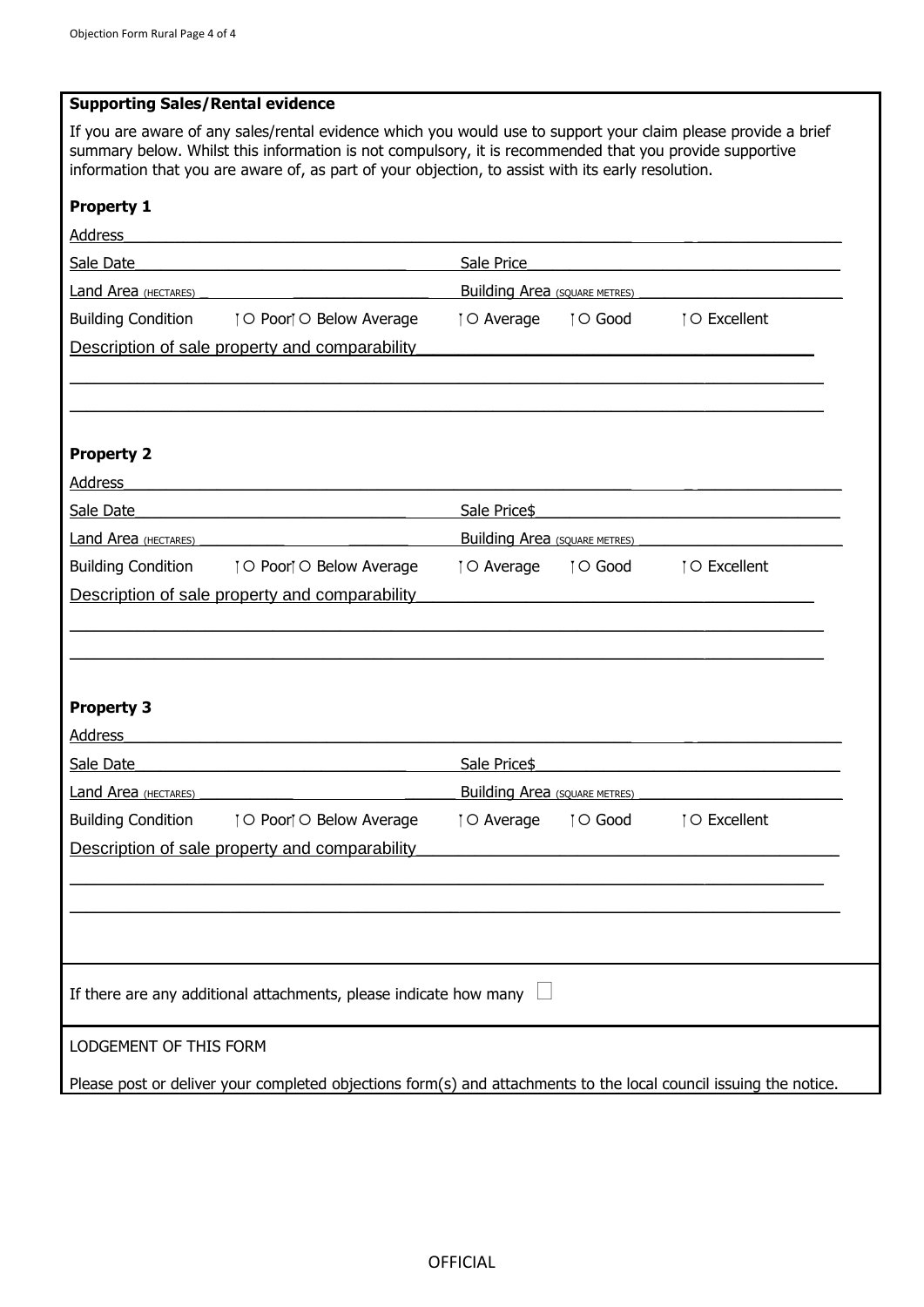## Supporting Sales/Rental evidence

If you are aware of any sales/rental evidence which you would use to support your claim please provide a brief summary below. Whilst this information is not compulsory, it is recommended that you provide supportive information that you are aware of, as part of your objection, to assist with its early resolution.

### Property 1

Address\_\_\_\_\_\_\_\_\_\_\_\_\_\_\_\_\_\_\_\_\_\_\_\_\_\_\_\_\_\_\_\_\_\_\_\_\_\_\_\_\_\_\_\_\_\_\_\_\_\_\_\_\_\_\_\_\_\_\_\_

Sale Date\_\_\_\_\_\_\_\_\_\_\_\_\_\_\_\_\_\_\_\_\_\_\_\_\_\_\_\_ Sale Price\_\_\_\_\_\_\_\_\_\_\_\_\_\_\_\_\_\_\_\_\_\_\_\_\_\_\_\_

Land Area (HECTARES) \_\_\_\_\_\_\_\_\_\_\_\_\_\_\_\_\_\_\_\_\_\_ Building Area (SQUARE METRES) \_\_\_\_\_\_\_\_\_\_\_\_\_\_\_\_\_\_

Building Condition ○ Poor ○ Below Average ○ Average ○ Good ○ Excellent

Description of sale property and comparability\_\_\_\_\_\_\_\_\_\_\_\_\_\_\_\_\_\_\_\_\_\_\_\_\_\_\_\_\_\_\_\_\_\_\_\_

\_\_\_\_\_\_\_\_\_\_\_\_\_\_\_\_\_\_\_\_\_\_\_\_\_\_\_\_\_\_\_\_\_\_\_\_\_\_\_\_\_\_\_\_\_\_\_\_\_\_\_\_\_\_\_\_\_\_\_\_\_\_\_\_\_\_\_\_\_\_\_\_\_\_\_\_

\_\_\_\_\_\_\_\_\_\_\_\_\_\_\_\_\_\_\_\_\_\_\_\_\_\_\_\_\_\_\_\_\_\_\_\_\_\_\_\_\_\_\_\_\_\_\_\_\_\_\_\_\_\_\_\_\_\_\_\_\_\_\_\_\_\_\_\_\_\_\_\_\_\_\_\_

### Property 2

Address\_\_\_\_\_\_\_\_\_\_\_\_\_\_\_\_\_\_\_\_\_\_\_\_\_\_\_\_\_\_\_\_\_\_\_\_\_\_\_\_\_\_\_\_\_\_\_\_\_\_\_\_\_\_\_\_\_\_\_\_

Sale Date\_\_\_\_\_\_\_\_\_\_\_\_\_\_\_\_\_\_\_\_\_\_\_\_\_\_\_\_ Sale Price$\_\_\_\_\_\_\_\_\_\_\_\_\_\_\_\_\_\_\_\_\_\_\_\_\_\_\_\_

Land Area (HECTARES) \_\_\_\_\_\_\_\_\_\_\_\_\_\_\_\_\_\_\_\_\_\_ Building Area (SQUARE METRES) \_\_\_\_\_\_\_\_\_\_\_\_\_\_\_\_\_\_

Building Condition ○ Poor ○ Below Average ○ Average ○ Good ○ Excellent

Description of sale property and comparability\_\_\_\_\_\_\_\_\_\_\_\_\_\_\_\_\_\_\_\_\_\_\_\_\_\_\_\_\_\_\_\_\_\_\_\_

\_\_\_\_\_\_\_\_\_\_\_\_\_\_\_\_\_\_\_\_\_\_\_\_\_\_\_\_\_\_\_\_\_\_\_\_\_\_\_\_\_\_\_\_\_\_\_\_\_\_\_\_\_\_\_\_\_\_\_\_\_\_\_\_\_\_\_\_\_\_\_\_\_\_\_\_

\_\_\_\_\_\_\_\_\_\_\_\_\_\_\_\_\_\_\_\_\_\_\_\_\_\_\_\_\_\_\_\_\_\_\_\_\_\_\_\_\_\_\_\_\_\_\_\_\_\_\_\_\_\_\_\_\_\_\_\_\_\_\_\_\_\_\_\_\_\_\_\_\_\_\_\_

### Property 3

Address\_\_\_\_\_\_\_\_\_\_\_\_\_\_\_\_\_\_\_\_\_\_\_\_\_\_\_\_\_\_\_\_\_\_\_\_\_\_\_\_\_\_\_\_\_\_\_\_\_\_\_\_\_\_\_\_\_\_\_\_

Sale Date\_\_\_\_\_\_\_\_\_\_\_\_\_\_\_\_\_\_\_\_\_\_\_\_\_\_\_\_ Sale Price$\_\_\_\_\_\_\_\_\_\_\_\_\_\_\_\_\_\_\_\_\_\_\_\_\_\_\_\_

Land Area (HECTARES) \_\_\_\_\_\_\_\_\_\_\_\_\_\_\_\_\_\_\_\_\_\_ Building Area (SQUARE METRES) \_\_\_\_\_\_\_\_\_\_\_\_\_\_\_\_\_\_

Building Condition ○ Poor ○ Below Average ○ Average ○ Good ○ Excellent

Description of sale property and comparability\_\_\_\_\_\_\_\_\_\_\_\_\_\_\_\_\_\_\_\_\_\_\_\_\_\_\_\_\_\_\_\_\_\_\_\_

\_\_\_\_\_\_\_\_\_\_\_\_\_\_\_\_\_\_\_\_\_\_\_\_\_\_\_\_\_\_\_\_\_\_\_\_\_\_\_\_\_\_\_\_\_\_\_\_\_\_\_\_\_\_\_\_\_\_\_\_\_\_\_\_\_\_\_\_\_\_\_\_\_\_\_\_

\_\_\_\_\_\_\_\_\_\_\_\_\_\_\_\_\_\_\_\_\_\_\_\_\_\_\_\_\_\_\_\_\_\_\_\_\_\_\_\_\_\_\_\_\_\_\_\_\_\_\_\_\_\_\_\_\_\_\_\_\_\_\_\_\_\_\_\_\_\_\_\_\_\_\_\_

If there are any additional attachments, please indicate how many ☐

LODGEMENT OF THIS FORM

Please post or deliver your completed objections form(s) and attachments to the local council issuing the notice.

OFFICIAL